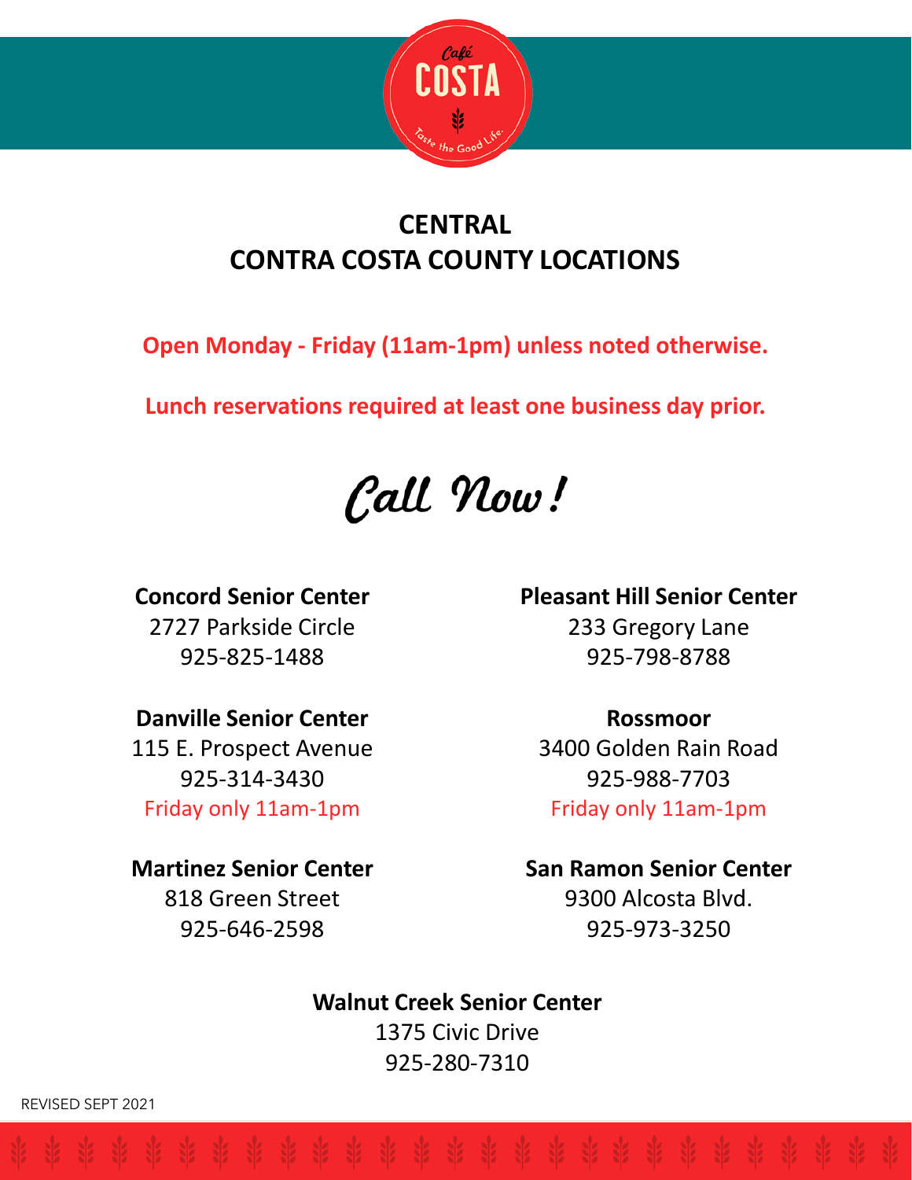Café COSTA

Taste the Good Life.

# CENTRAL CONTRA COSTA COUNTY LOCATIONS

**Open Monday - Friday (11am-1pm) unless noted otherwise.**

**Lunch reservations required at least one business day prior.**

*Call Now!*

**Concord Senior Center**
2727 Parkside Circle
925-825-1488

**Danville Senior Center**
115 E. Prospect Avenue
925-314-3430
Friday only 11am-1pm

**Martinez Senior Center**
818 Green Street
925-646-2598

**Pleasant Hill Senior Center**
233 Gregory Lane
925-798-8788

**Rossmoor**
3400 Golden Rain Road
925-988-7703
Friday only 11am-1pm

**San Ramon Senior Center**
9300 Alcosta Blvd.
925-973-3250

**Walnut Creek Senior Center**
1375 Civic Drive
925-280-7310

REVISED SEPT 2021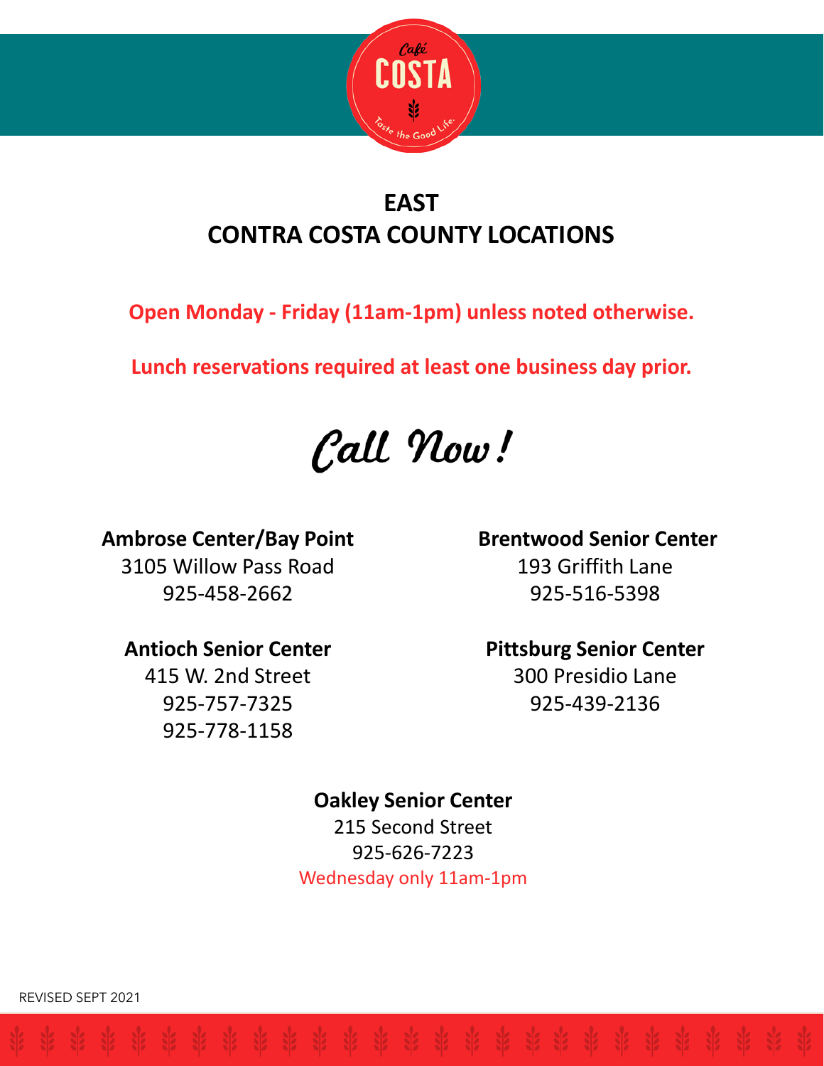Café COSTA

Taste the Good Life.

# EAST
# CONTRA COSTA COUNTY LOCATIONS

**Open Monday - Friday (11am-1pm) unless noted otherwise.**

**Lunch reservations required at least one business day prior.**

## *Call Now!*

**Ambrose Center/Bay Point**
3105 Willow Pass Road
925-458-2662

**Antioch Senior Center**
415 W. 2nd Street
925-757-7325
925-778-1158

**Brentwood Senior Center**
193 Griffith Lane
925-516-5398

**Pittsburg Senior Center**
300 Presidio Lane
925-439-2136

**Oakley Senior Center**
215 Second Street
925-626-7223
Wednesday only 11am-1pm

REVISED SEPT 2021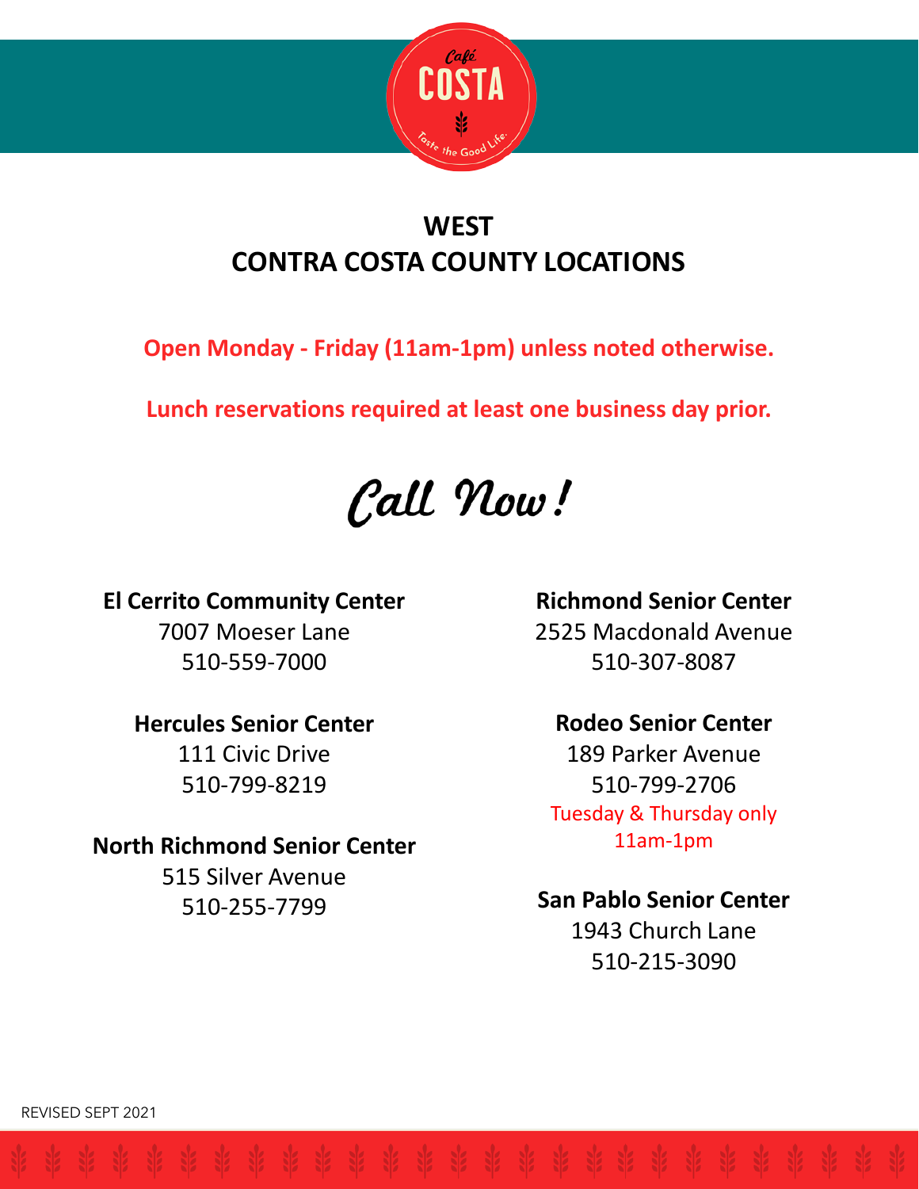Café COSTA

Taste the Good Life.

# WEST
# CONTRA COSTA COUNTY LOCATIONS

**Open Monday - Friday (11am-1pm) unless noted otherwise.**

**Lunch reservations required at least one business day prior.**

## *Call Now!*

**El Cerrito Community Center**
7007 Moeser Lane
510-559-7000

**Hercules Senior Center**
111 Civic Drive
510-799-8219

**North Richmond Senior Center**
515 Silver Avenue
510-255-7799

**Richmond Senior Center**
2525 Macdonald Avenue
510-307-8087

**Rodeo Senior Center**
189 Parker Avenue
510-799-2706
Tuesday & Thursday only
11am-1pm

**San Pablo Senior Center**
1943 Church Lane
510-215-3090

REVISED SEPT 2021